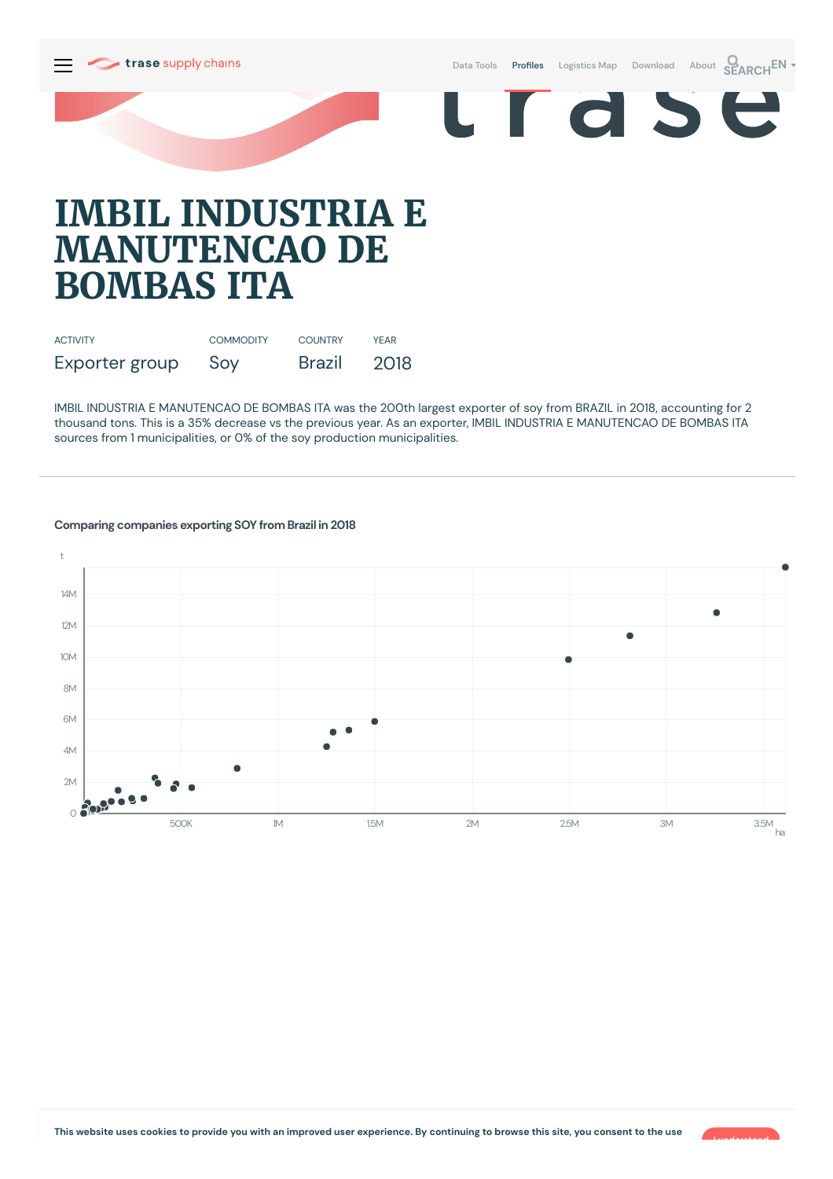# IMBIL INDUSTRIA E MANUTENCAO DE BOMBAS ITA

| ACTIVITY | COMMODITY | COUNTRY | YEAR |
| --- | --- | --- | --- |
| Exporter group | Soy | Brazil | 2018 |

IMBIL INDUSTRIA E MANUTENCAO DE BOMBAS ITA was the 200th largest exporter of soy from BRAZIL in 2018, accounting for 2 thousand tons. This is a 35% decrease vs the previous year. As an exporter, IMBIL INDUSTRIA E MANUTENCAO DE BOMBAS ITA sources from 1 municipalities, or 0% of the soy production municipalities.

---

### Comparing companies exporting SOY from Brazil in 2018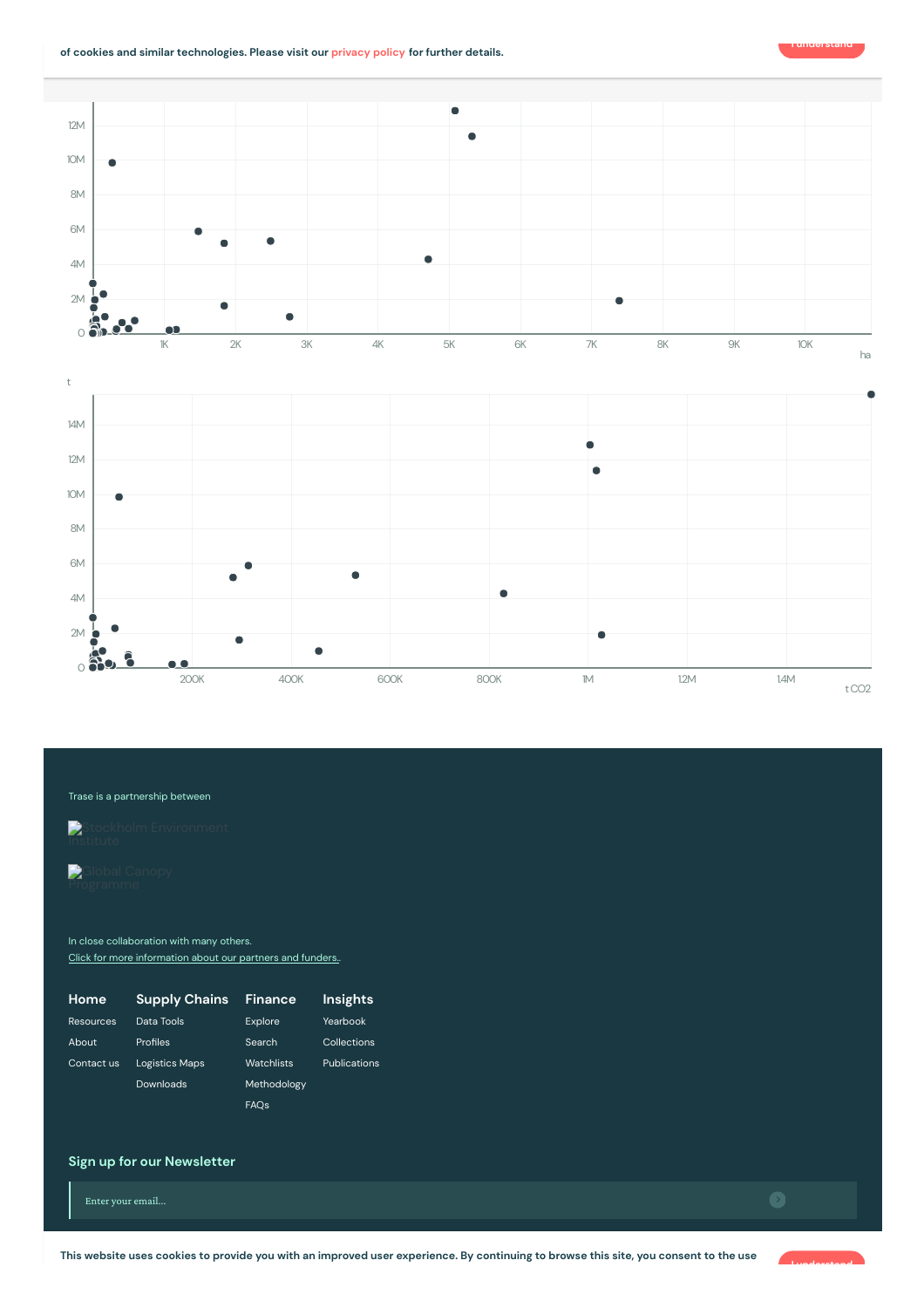of cookies and similar technologies. Please visit our privacy policy for further details.

I understand

12M
10M
8M
6M
4M
2M
0
1K 2K 3K 4K 5K 6K 7K 8K 9K 10K
ha

t
14M
12M
10M
8M
6M
4M
2M
0
200K 400K 600K 800K 1M 1.2M 1.4M
t CO2

Trase is a partnership between

Stockholm Environment Institute

Global Canopy Programme

In close collaboration with many others.
Click for more information about our partners and funders.

**Home**
- Resources
- About
- Contact us

**Supply Chains**
- Data Tools
- Profiles
- Logistics Maps
- Downloads

**Finance**
- Explore
- Search
- Watchlists
- Methodology
- FAQs

**Insights**
- Yearbook
- Collections
- Publications

## Sign up for our Newsletter

Enter your email...

This website uses cookies to provide you with an improved user experience. By continuing to browse this site, you consent to the use

I understand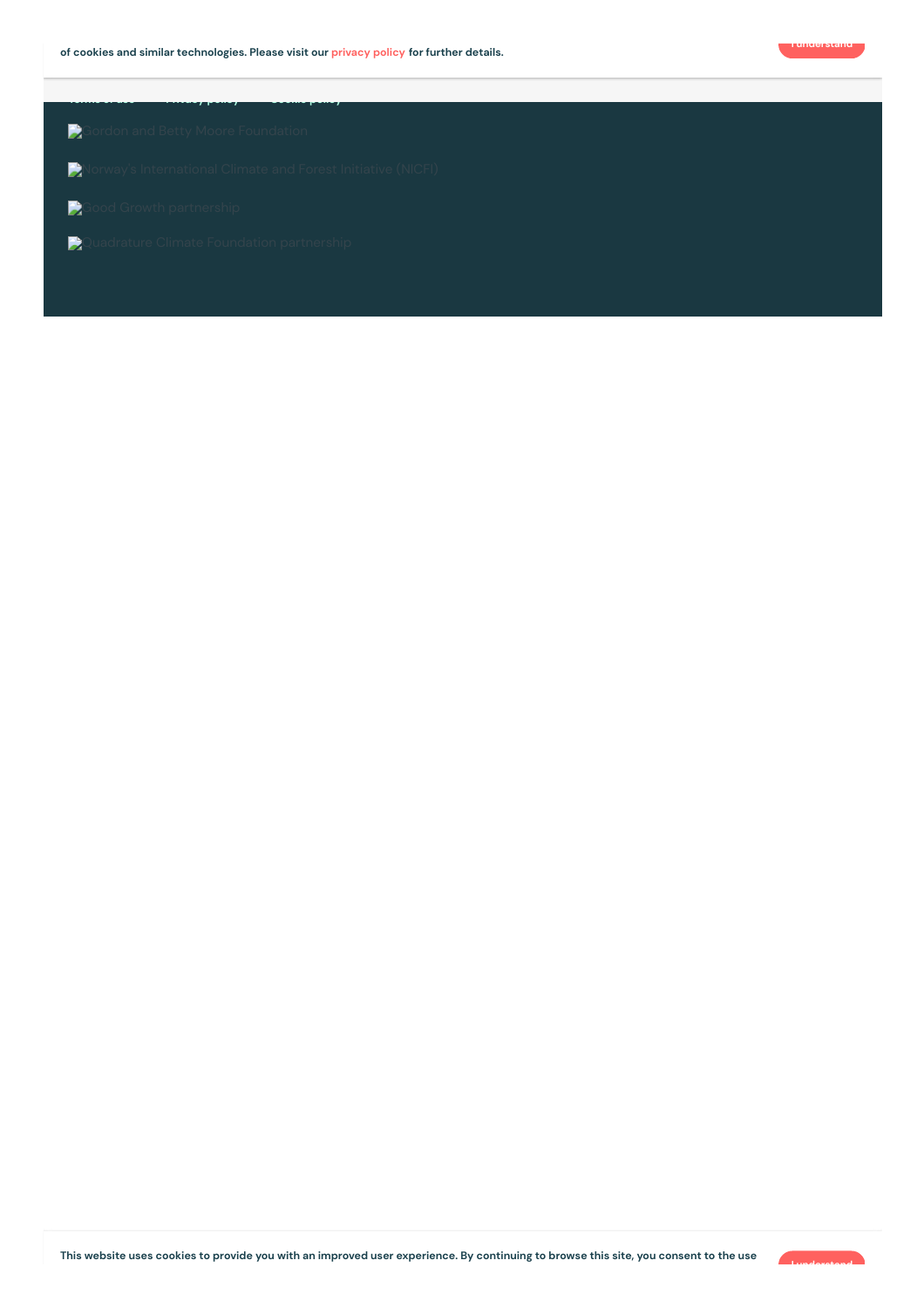of cookies and similar technologies. Please visit our privacy policy for further details.

I understand

Terms of use Privacy policy Cookie policy

Gordon and Betty Moore Foundation

Norway's International Climate and Forest Initiative (NICFI)

Good Growth partnership

Quadrature Climate Foundation partnership

This website uses cookies to provide you with an improved user experience. By continuing to browse this site, you consent to the use

I understand